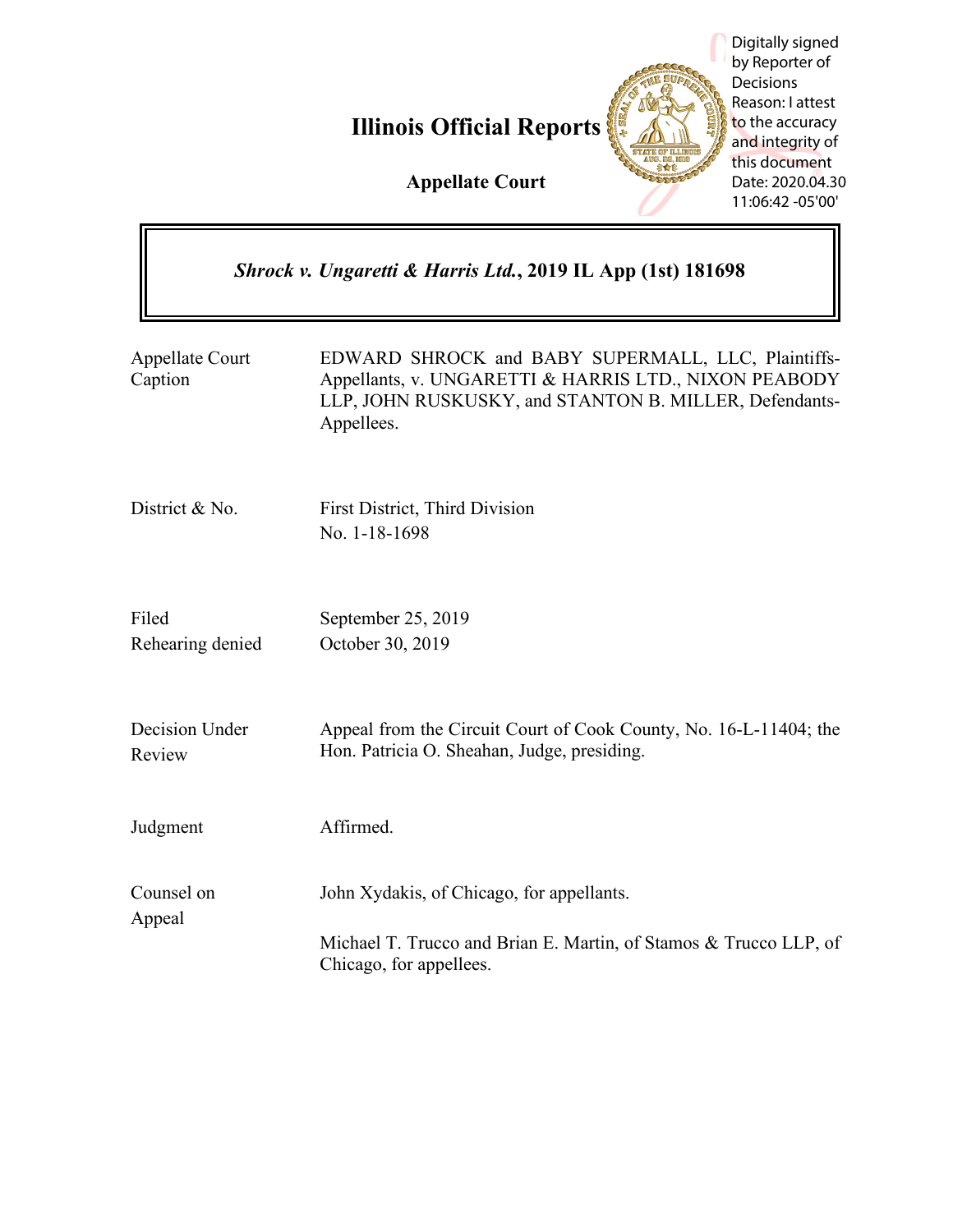# Illinois Official Reports

**Appellate Court**

Digitally signed by Reporter of Decisions
Reason: I attest to the accuracy and integrity of this document
Date: 2020.04.30 11:06:42 -05'00'

***Shrock v. Ungaretti & Harris Ltd.*, 2019 IL App (1st) 181698**

| | |
|---|---|
| Appellate Court Caption | EDWARD SHROCK and BABY SUPERMALL, LLC, Plaintiffs-Appellants, v. UNGARETTI & HARRIS LTD., NIXON PEABODY LLP, JOHN RUSKUSKY, and STANTON B. MILLER, Defendants-Appellees. |
| District & No. | First District, Third Division<br>No. 1-18-1698 |
| Filed<br>Rehearing denied | September 25, 2019<br>October 30, 2019 |
| Decision Under Review | Appeal from the Circuit Court of Cook County, No. 16-L-11404; the Hon. Patricia O. Sheahan, Judge, presiding. |
| Judgment | Affirmed. |
| Counsel on Appeal | John Xydakis, of Chicago, for appellants.<br><br>Michael T. Trucco and Brian E. Martin, of Stamos & Trucco LLP, of Chicago, for appellees. |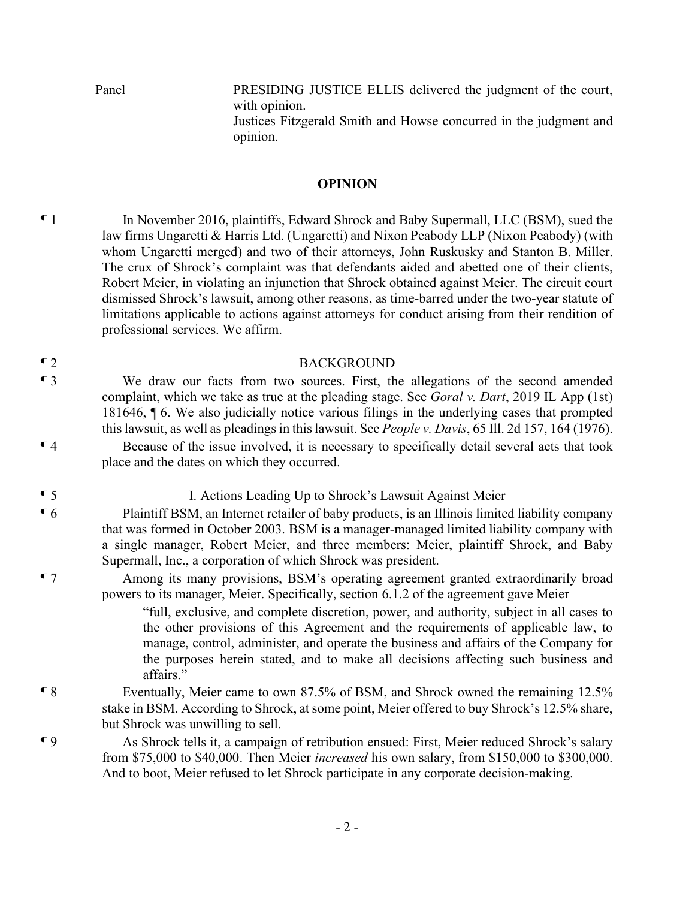Panel PRESIDING JUSTICE ELLIS delivered the judgment of the court, with opinion.
Justices Fitzgerald Smith and Howse concurred in the judgment and opinion.

## OPINION

¶ 1 In November 2016, plaintiffs, Edward Shrock and Baby Supermall, LLC (BSM), sued the law firms Ungaretti & Harris Ltd. (Ungaretti) and Nixon Peabody LLP (Nixon Peabody) (with whom Ungaretti merged) and two of their attorneys, John Ruskusky and Stanton B. Miller. The crux of Shrock's complaint was that defendants aided and abetted one of their clients, Robert Meier, in violating an injunction that Shrock obtained against Meier. The circuit court dismissed Shrock's lawsuit, among other reasons, as time-barred under the two-year statute of limitations applicable to actions against attorneys for conduct arising from their rendition of professional services. We affirm.

¶ 2 BACKGROUND

¶ 3 We draw our facts from two sources. First, the allegations of the second amended complaint, which we take as true at the pleading stage. See *Goral v. Dart*, 2019 IL App (1st) 181646, ¶ 6. We also judicially notice various filings in the underlying cases that prompted this lawsuit, as well as pleadings in this lawsuit. See *People v. Davis*, 65 Ill. 2d 157, 164 (1976).

¶ 4 Because of the issue involved, it is necessary to specifically detail several acts that took place and the dates on which they occurred.

¶ 5 I. Actions Leading Up to Shrock's Lawsuit Against Meier

¶ 6 Plaintiff BSM, an Internet retailer of baby products, is an Illinois limited liability company that was formed in October 2003. BSM is a manager-managed limited liability company with a single manager, Robert Meier, and three members: Meier, plaintiff Shrock, and Baby Supermall, Inc., a corporation of which Shrock was president.

¶ 7 Among its many provisions, BSM's operating agreement granted extraordinarily broad powers to its manager, Meier. Specifically, section 6.1.2 of the agreement gave Meier

> "full, exclusive, and complete discretion, power, and authority, subject in all cases to the other provisions of this Agreement and the requirements of applicable law, to manage, control, administer, and operate the business and affairs of the Company for the purposes herein stated, and to make all decisions affecting such business and affairs."

¶ 8 Eventually, Meier came to own 87.5% of BSM, and Shrock owned the remaining 12.5% stake in BSM. According to Shrock, at some point, Meier offered to buy Shrock's 12.5% share, but Shrock was unwilling to sell.

¶ 9 As Shrock tells it, a campaign of retribution ensued: First, Meier reduced Shrock's salary from $75,000 to $40,000. Then Meier *increased* his own salary, from $150,000 to $300,000. And to boot, Meier refused to let Shrock participate in any corporate decision-making.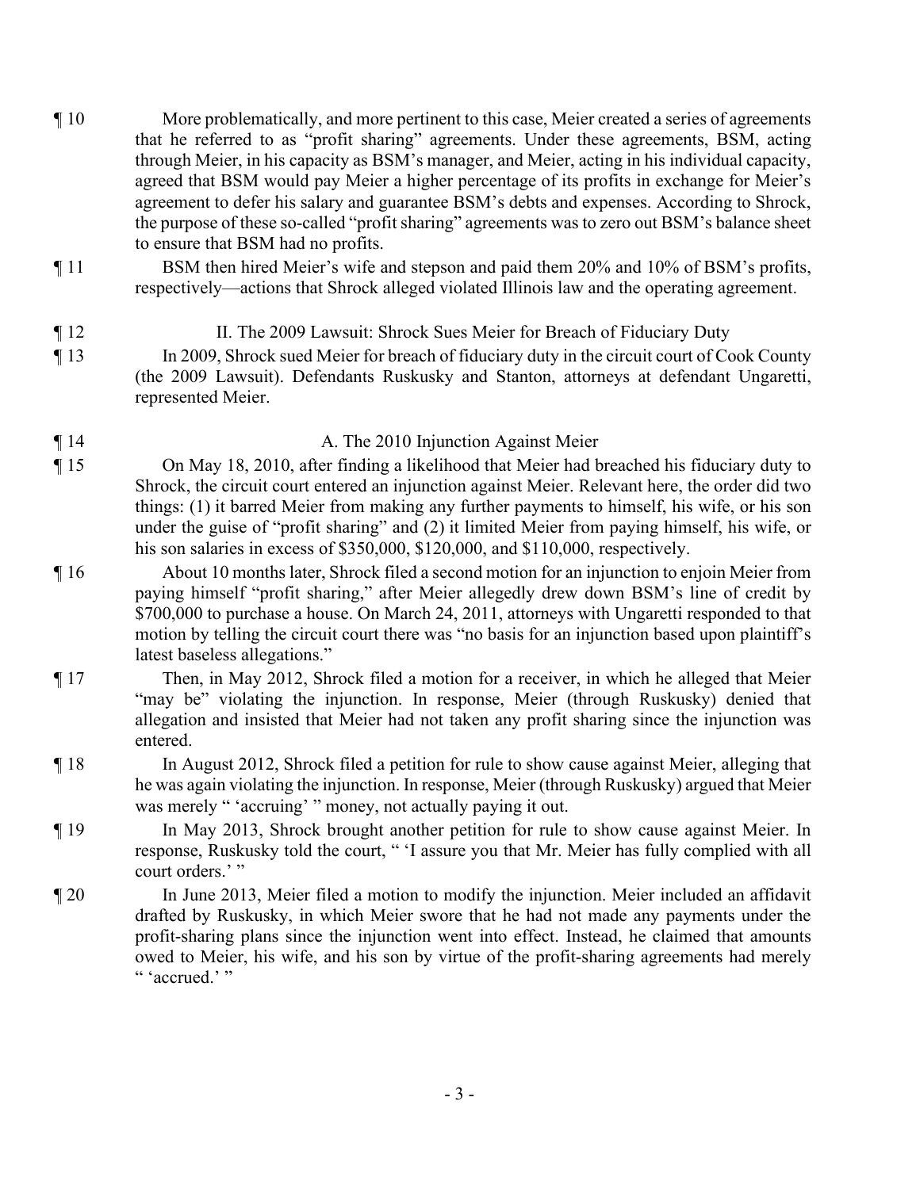¶ 10 More problematically, and more pertinent to this case, Meier created a series of agreements that he referred to as "profit sharing" agreements. Under these agreements, BSM, acting through Meier, in his capacity as BSM's manager, and Meier, acting in his individual capacity, agreed that BSM would pay Meier a higher percentage of its profits in exchange for Meier's agreement to defer his salary and guarantee BSM's debts and expenses. According to Shrock, the purpose of these so-called "profit sharing" agreements was to zero out BSM's balance sheet to ensure that BSM had no profits.

¶ 11 BSM then hired Meier's wife and stepson and paid them 20% and 10% of BSM's profits, respectively—actions that Shrock alleged violated Illinois law and the operating agreement.

¶ 12 II. The 2009 Lawsuit: Shrock Sues Meier for Breach of Fiduciary Duty

¶ 13 In 2009, Shrock sued Meier for breach of fiduciary duty in the circuit court of Cook County (the 2009 Lawsuit). Defendants Ruskusky and Stanton, attorneys at defendant Ungaretti, represented Meier.

¶ 14 A. The 2010 Injunction Against Meier

¶ 15 On May 18, 2010, after finding a likelihood that Meier had breached his fiduciary duty to Shrock, the circuit court entered an injunction against Meier. Relevant here, the order did two things: (1) it barred Meier from making any further payments to himself, his wife, or his son under the guise of "profit sharing" and (2) it limited Meier from paying himself, his wife, or his son salaries in excess of $350,000, $120,000, and $110,000, respectively.

¶ 16 About 10 months later, Shrock filed a second motion for an injunction to enjoin Meier from paying himself "profit sharing," after Meier allegedly drew down BSM's line of credit by $700,000 to purchase a house. On March 24, 2011, attorneys with Ungaretti responded to that motion by telling the circuit court there was "no basis for an injunction based upon plaintiff's latest baseless allegations."

¶ 17 Then, in May 2012, Shrock filed a motion for a receiver, in which he alleged that Meier "may be" violating the injunction. In response, Meier (through Ruskusky) denied that allegation and insisted that Meier had not taken any profit sharing since the injunction was entered.

¶ 18 In August 2012, Shrock filed a petition for rule to show cause against Meier, alleging that he was again violating the injunction. In response, Meier (through Ruskusky) argued that Meier was merely " 'accruing' " money, not actually paying it out.

¶ 19 In May 2013, Shrock brought another petition for rule to show cause against Meier. In response, Ruskusky told the court, " 'I assure you that Mr. Meier has fully complied with all court orders.' "

¶ 20 In June 2013, Meier filed a motion to modify the injunction. Meier included an affidavit drafted by Ruskusky, in which Meier swore that he had not made any payments under the profit-sharing plans since the injunction went into effect. Instead, he claimed that amounts owed to Meier, his wife, and his son by virtue of the profit-sharing agreements had merely " 'accrued.' "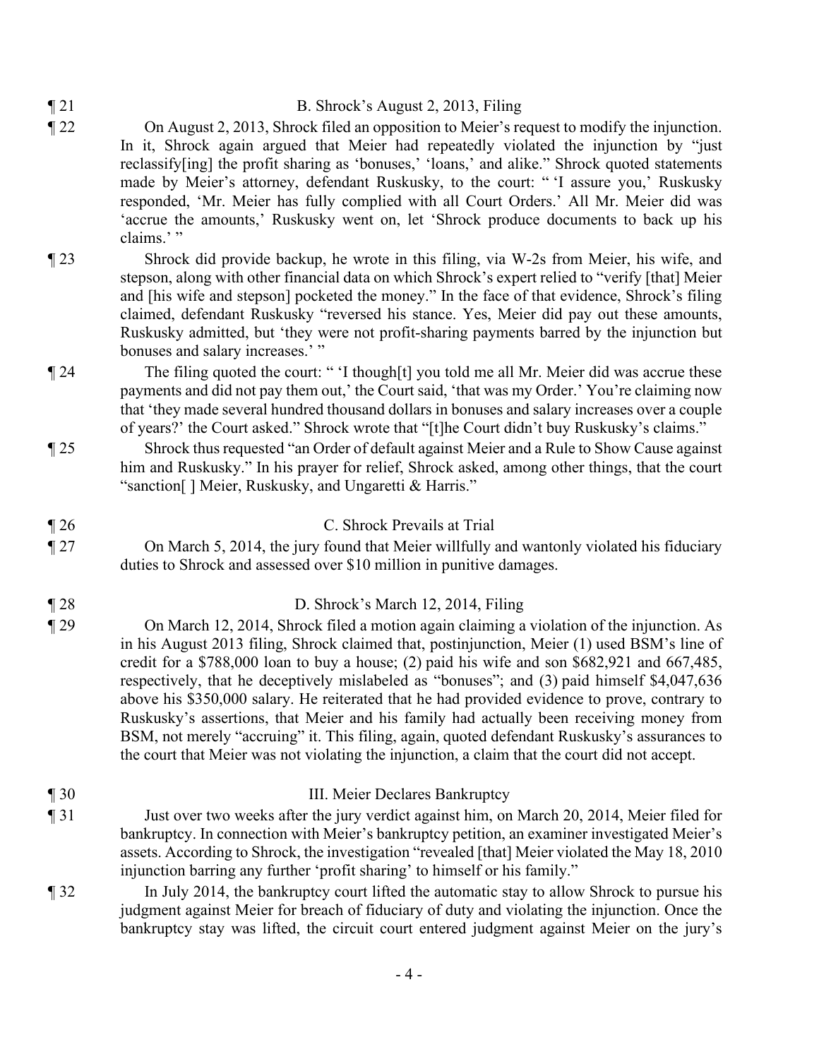¶ 21 B. Shrock's August 2, 2013, Filing

¶ 22 On August 2, 2013, Shrock filed an opposition to Meier's request to modify the injunction. In it, Shrock again argued that Meier had repeatedly violated the injunction by "just reclassify[ing] the profit sharing as 'bonuses,' 'loans,' and alike." Shrock quoted statements made by Meier's attorney, defendant Ruskusky, to the court: " 'I assure you,' Ruskusky responded, 'Mr. Meier has fully complied with all Court Orders.' All Mr. Meier did was 'accrue the amounts,' Ruskusky went on, let 'Shrock produce documents to back up his claims.' "

¶ 23 Shrock did provide backup, he wrote in this filing, via W-2s from Meier, his wife, and stepson, along with other financial data on which Shrock's expert relied to "verify [that] Meier and [his wife and stepson] pocketed the money." In the face of that evidence, Shrock's filing claimed, defendant Ruskusky "reversed his stance. Yes, Meier did pay out these amounts, Ruskusky admitted, but 'they were not profit-sharing payments barred by the injunction but bonuses and salary increases.' "

¶ 24 The filing quoted the court: " 'I though[t] you told me all Mr. Meier did was accrue these payments and did not pay them out,' the Court said, 'that was my Order.' You're claiming now that 'they made several hundred thousand dollars in bonuses and salary increases over a couple of years?' the Court asked." Shrock wrote that "[t]he Court didn't buy Ruskusky's claims."

¶ 25 Shrock thus requested "an Order of default against Meier and a Rule to Show Cause against him and Ruskusky." In his prayer for relief, Shrock asked, among other things, that the court "sanction[ ] Meier, Ruskusky, and Ungaretti & Harris."

¶ 26 C. Shrock Prevails at Trial

¶ 27 On March 5, 2014, the jury found that Meier willfully and wantonly violated his fiduciary duties to Shrock and assessed over $10 million in punitive damages.

¶ 28 D. Shrock's March 12, 2014, Filing

¶ 29 On March 12, 2014, Shrock filed a motion again claiming a violation of the injunction. As in his August 2013 filing, Shrock claimed that, postinjunction, Meier (1) used BSM's line of credit for a $788,000 loan to buy a house; (2) paid his wife and son $682,921 and 667,485, respectively, that he deceptively mislabeled as "bonuses"; and (3) paid himself $4,047,636 above his $350,000 salary. He reiterated that he had provided evidence to prove, contrary to Ruskusky's assertions, that Meier and his family had actually been receiving money from BSM, not merely "accruing" it. This filing, again, quoted defendant Ruskusky's assurances to the court that Meier was not violating the injunction, a claim that the court did not accept.

¶ 30 III. Meier Declares Bankruptcy

¶ 31 Just over two weeks after the jury verdict against him, on March 20, 2014, Meier filed for bankruptcy. In connection with Meier's bankruptcy petition, an examiner investigated Meier's assets. According to Shrock, the investigation "revealed [that] Meier violated the May 18, 2010 injunction barring any further 'profit sharing' to himself or his family."

¶ 32 In July 2014, the bankruptcy court lifted the automatic stay to allow Shrock to pursue his judgment against Meier for breach of fiduciary of duty and violating the injunction. Once the bankruptcy stay was lifted, the circuit court entered judgment against Meier on the jury's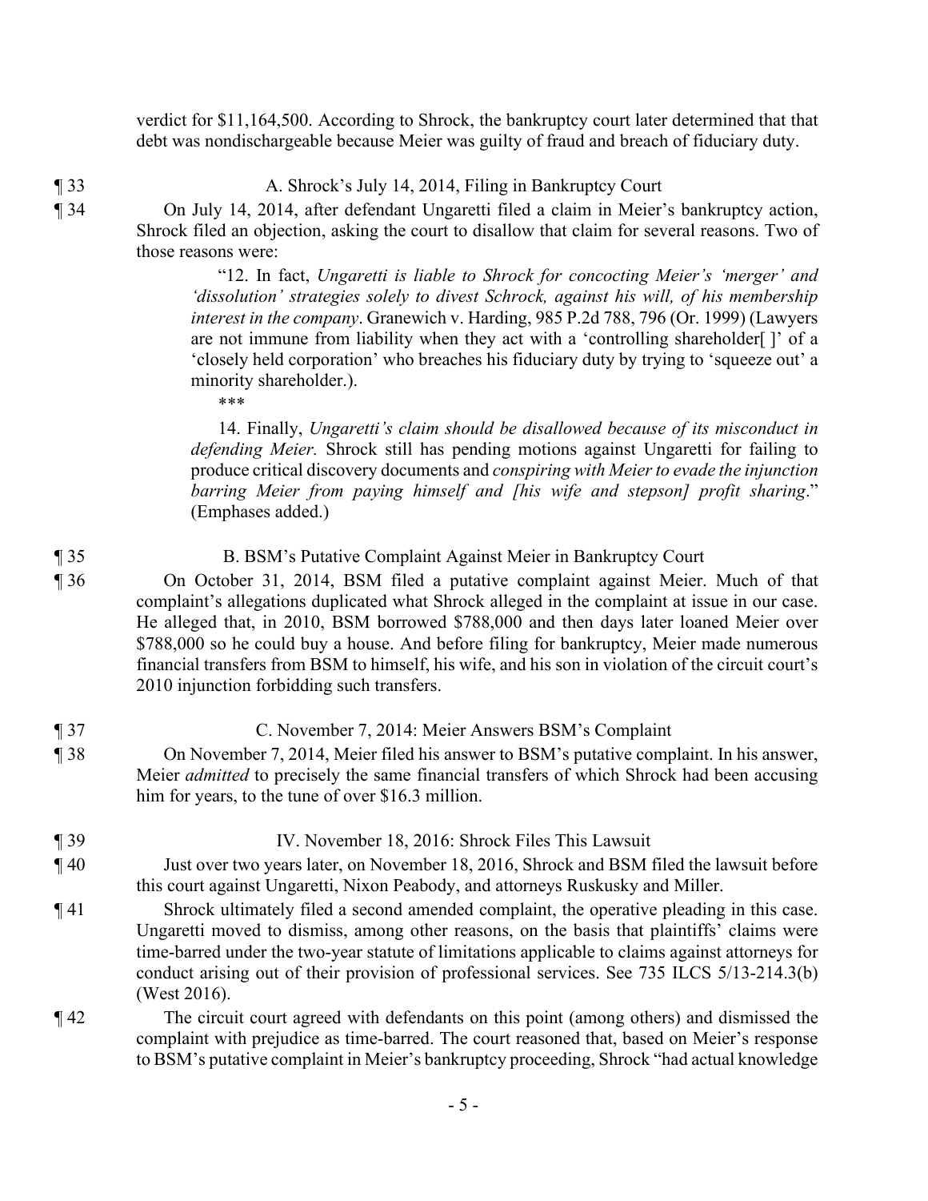verdict for $11,164,500. According to Shrock, the bankruptcy court later determined that that debt was nondischargeable because Meier was guilty of fraud and breach of fiduciary duty.

¶ 33 A. Shrock's July 14, 2014, Filing in Bankruptcy Court

¶ 34 On July 14, 2014, after defendant Ungaretti filed a claim in Meier's bankruptcy action, Shrock filed an objection, asking the court to disallow that claim for several reasons. Two of those reasons were:

> "12. In fact, *Ungaretti is liable to Shrock for concocting Meier's 'merger' and 'dissolution' strategies solely to divest Schrock, against his will, of his membership interest in the company*. Granewich v. Harding, 985 P.2d 788, 796 (Or. 1999) (Lawyers are not immune from liability when they act with a 'controlling shareholder[ ]' of a 'closely held corporation' who breaches his fiduciary duty by trying to 'squeeze out' a minority shareholder.).
>
> \*\*\*
>
> 14. Finally, *Ungaretti's claim should be disallowed because of its misconduct in defending Meier.* Shrock still has pending motions against Ungaretti for failing to produce critical discovery documents and *conspiring with Meier to evade the injunction barring Meier from paying himself and [his wife and stepson] profit sharing*." (Emphases added.)

¶ 35 B. BSM's Putative Complaint Against Meier in Bankruptcy Court

¶ 36 On October 31, 2014, BSM filed a putative complaint against Meier. Much of that complaint's allegations duplicated what Shrock alleged in the complaint at issue in our case. He alleged that, in 2010, BSM borrowed $788,000 and then days later loaned Meier over $788,000 so he could buy a house. And before filing for bankruptcy, Meier made numerous financial transfers from BSM to himself, his wife, and his son in violation of the circuit court's 2010 injunction forbidding such transfers.

¶ 37 C. November 7, 2014: Meier Answers BSM's Complaint

¶ 38 On November 7, 2014, Meier filed his answer to BSM's putative complaint. In his answer, Meier *admitted* to precisely the same financial transfers of which Shrock had been accusing him for years, to the tune of over $16.3 million.

¶ 39 IV. November 18, 2016: Shrock Files This Lawsuit

¶ 40 Just over two years later, on November 18, 2016, Shrock and BSM filed the lawsuit before this court against Ungaretti, Nixon Peabody, and attorneys Ruskusky and Miller.

¶ 41 Shrock ultimately filed a second amended complaint, the operative pleading in this case. Ungaretti moved to dismiss, among other reasons, on the basis that plaintiffs' claims were time-barred under the two-year statute of limitations applicable to claims against attorneys for conduct arising out of their provision of professional services. See 735 ILCS 5/13-214.3(b) (West 2016).

¶ 42 The circuit court agreed with defendants on this point (among others) and dismissed the complaint with prejudice as time-barred. The court reasoned that, based on Meier's response to BSM's putative complaint in Meier's bankruptcy proceeding, Shrock "had actual knowledge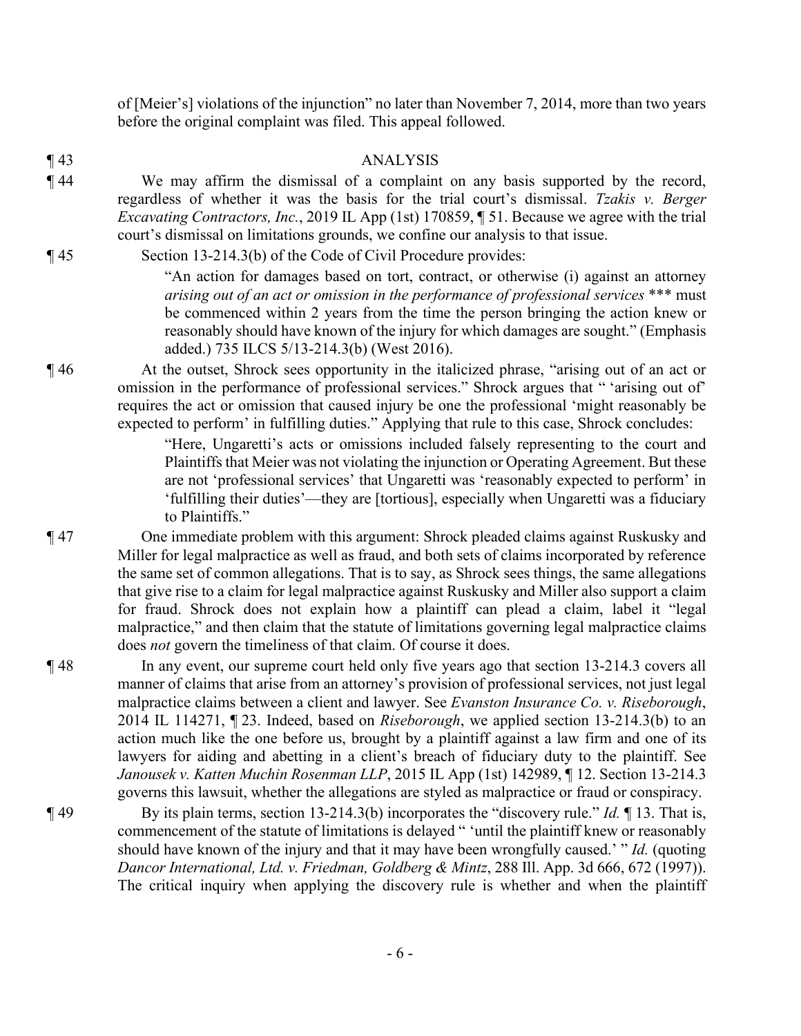of [Meier's] violations of the injunction" no later than November 7, 2014, more than two years before the original complaint was filed. This appeal followed.

¶ 43 ANALYSIS

¶ 44 We may affirm the dismissal of a complaint on any basis supported by the record, regardless of whether it was the basis for the trial court's dismissal. *Tzakis v. Berger Excavating Contractors, Inc.*, 2019 IL App (1st) 170859, ¶ 51. Because we agree with the trial court's dismissal on limitations grounds, we confine our analysis to that issue.

¶ 45 Section 13-214.3(b) of the Code of Civil Procedure provides:

> "An action for damages based on tort, contract, or otherwise (i) against an attorney *arising out of an act or omission in the performance of professional services* *** must be commenced within 2 years from the time the person bringing the action knew or reasonably should have known of the injury for which damages are sought." (Emphasis added.) 735 ILCS 5/13-214.3(b) (West 2016).

¶ 46 At the outset, Shrock sees opportunity in the italicized phrase, "arising out of an act or omission in the performance of professional services." Shrock argues that " 'arising out of' requires the act or omission that caused injury be one the professional 'might reasonably be expected to perform' in fulfilling duties." Applying that rule to this case, Shrock concludes:

> "Here, Ungaretti's acts or omissions included falsely representing to the court and Plaintiffs that Meier was not violating the injunction or Operating Agreement. But these are not 'professional services' that Ungaretti was 'reasonably expected to perform' in 'fulfilling their duties'—they are [tortious], especially when Ungaretti was a fiduciary to Plaintiffs."

¶ 47 One immediate problem with this argument: Shrock pleaded claims against Ruskusky and Miller for legal malpractice as well as fraud, and both sets of claims incorporated by reference the same set of common allegations. That is to say, as Shrock sees things, the same allegations that give rise to a claim for legal malpractice against Ruskusky and Miller also support a claim for fraud. Shrock does not explain how a plaintiff can plead a claim, label it "legal malpractice," and then claim that the statute of limitations governing legal malpractice claims does *not* govern the timeliness of that claim. Of course it does.

¶ 48 In any event, our supreme court held only five years ago that section 13-214.3 covers all manner of claims that arise from an attorney's provision of professional services, not just legal malpractice claims between a client and lawyer. See *Evanston Insurance Co. v. Riseborough*, 2014 IL 114271, ¶ 23. Indeed, based on *Riseborough*, we applied section 13-214.3(b) to an action much like the one before us, brought by a plaintiff against a law firm and one of its lawyers for aiding and abetting in a client's breach of fiduciary duty to the plaintiff. See *Janousek v. Katten Muchin Rosenman LLP*, 2015 IL App (1st) 142989, ¶ 12. Section 13-214.3 governs this lawsuit, whether the allegations are styled as malpractice or fraud or conspiracy.

¶ 49 By its plain terms, section 13-214.3(b) incorporates the "discovery rule." *Id.* ¶ 13. That is, commencement of the statute of limitations is delayed " 'until the plaintiff knew or reasonably should have known of the injury and that it may have been wrongfully caused.' " *Id.* (quoting *Dancor International, Ltd. v. Friedman, Goldberg & Mintz*, 288 Ill. App. 3d 666, 672 (1997)). The critical inquiry when applying the discovery rule is whether and when the plaintiff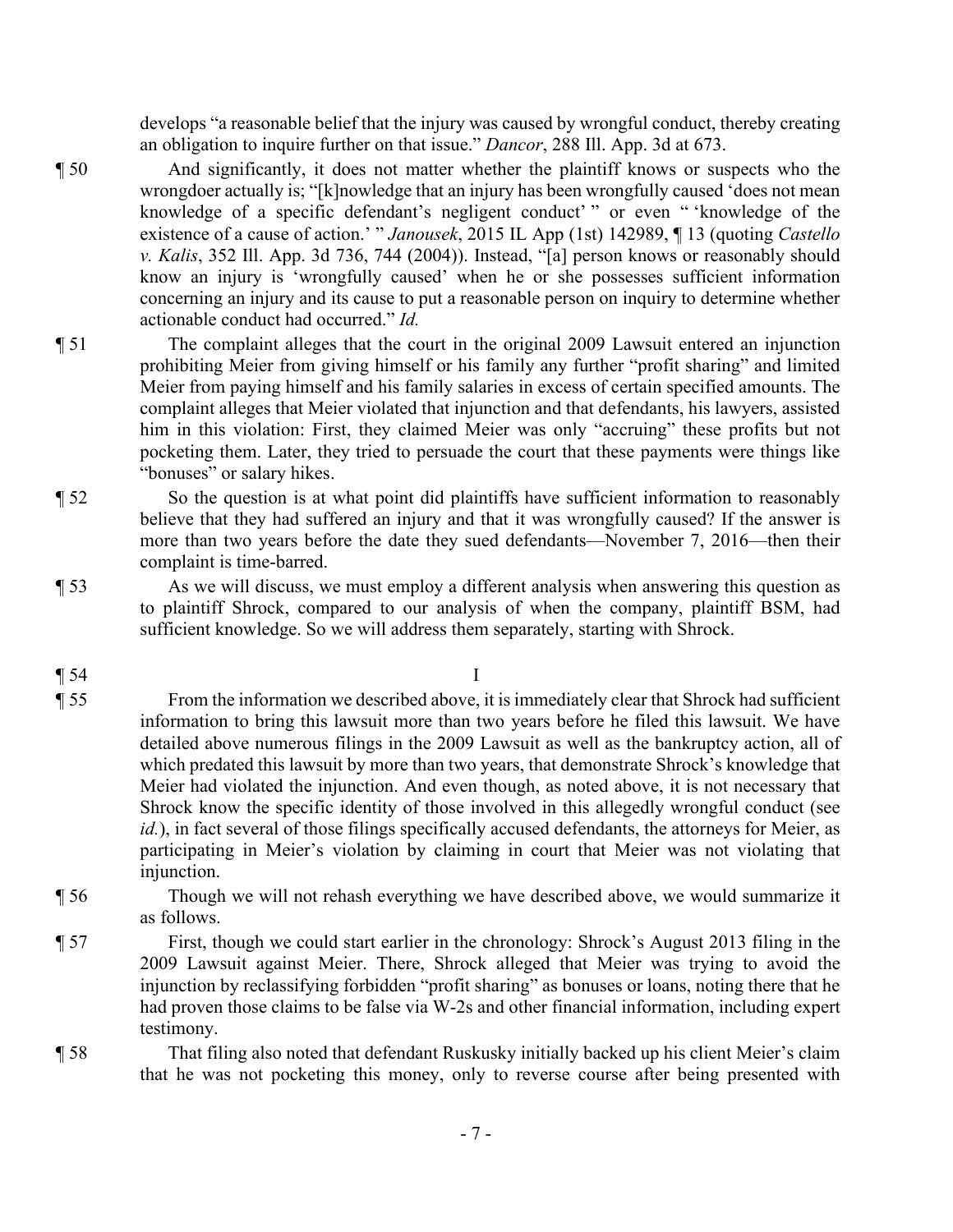develops "a reasonable belief that the injury was caused by wrongful conduct, thereby creating an obligation to inquire further on that issue." *Dancor*, 288 Ill. App. 3d at 673.

¶ 50 And significantly, it does not matter whether the plaintiff knows or suspects who the wrongdoer actually is; "[k]nowledge that an injury has been wrongfully caused 'does not mean knowledge of a specific defendant's negligent conduct' " or even " 'knowledge of the existence of a cause of action.' " *Janousek*, 2015 IL App (1st) 142989, ¶ 13 (quoting *Castello v. Kalis*, 352 Ill. App. 3d 736, 744 (2004)). Instead, "[a] person knows or reasonably should know an injury is 'wrongfully caused' when he or she possesses sufficient information concerning an injury and its cause to put a reasonable person on inquiry to determine whether actionable conduct had occurred." *Id.*

¶ 51 The complaint alleges that the court in the original 2009 Lawsuit entered an injunction prohibiting Meier from giving himself or his family any further "profit sharing" and limited Meier from paying himself and his family salaries in excess of certain specified amounts. The complaint alleges that Meier violated that injunction and that defendants, his lawyers, assisted him in this violation: First, they claimed Meier was only "accruing" these profits but not pocketing them. Later, they tried to persuade the court that these payments were things like "bonuses" or salary hikes.

¶ 52 So the question is at what point did plaintiffs have sufficient information to reasonably believe that they had suffered an injury and that it was wrongfully caused? If the answer is more than two years before the date they sued defendants—November 7, 2016—then their complaint is time-barred.

¶ 53 As we will discuss, we must employ a different analysis when answering this question as to plaintiff Shrock, compared to our analysis of when the company, plaintiff BSM, had sufficient knowledge. So we will address them separately, starting with Shrock.

¶ 54 I

¶ 55 From the information we described above, it is immediately clear that Shrock had sufficient information to bring this lawsuit more than two years before he filed this lawsuit. We have detailed above numerous filings in the 2009 Lawsuit as well as the bankruptcy action, all of which predated this lawsuit by more than two years, that demonstrate Shrock's knowledge that Meier had violated the injunction. And even though, as noted above, it is not necessary that Shrock know the specific identity of those involved in this allegedly wrongful conduct (see *id.*), in fact several of those filings specifically accused defendants, the attorneys for Meier, as participating in Meier's violation by claiming in court that Meier was not violating that injunction.

¶ 56 Though we will not rehash everything we have described above, we would summarize it as follows.

¶ 57 First, though we could start earlier in the chronology: Shrock's August 2013 filing in the 2009 Lawsuit against Meier. There, Shrock alleged that Meier was trying to avoid the injunction by reclassifying forbidden "profit sharing" as bonuses or loans, noting there that he had proven those claims to be false via W-2s and other financial information, including expert testimony.

¶ 58 That filing also noted that defendant Ruskusky initially backed up his client Meier's claim that he was not pocketing this money, only to reverse course after being presented with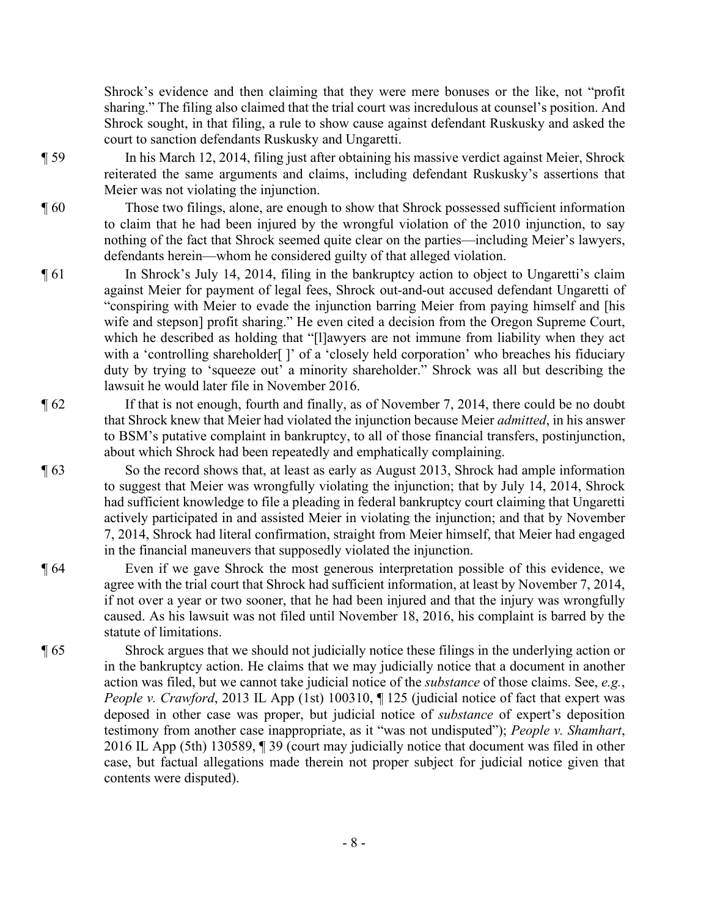Shrock's evidence and then claiming that they were mere bonuses or the like, not "profit sharing." The filing also claimed that the trial court was incredulous at counsel's position. And Shrock sought, in that filing, a rule to show cause against defendant Ruskusky and asked the court to sanction defendants Ruskusky and Ungaretti.

¶ 59 In his March 12, 2014, filing just after obtaining his massive verdict against Meier, Shrock reiterated the same arguments and claims, including defendant Ruskusky's assertions that Meier was not violating the injunction.

¶ 60 Those two filings, alone, are enough to show that Shrock possessed sufficient information to claim that he had been injured by the wrongful violation of the 2010 injunction, to say nothing of the fact that Shrock seemed quite clear on the parties—including Meier's lawyers, defendants herein—whom he considered guilty of that alleged violation.

¶ 61 In Shrock's July 14, 2014, filing in the bankruptcy action to object to Ungaretti's claim against Meier for payment of legal fees, Shrock out-and-out accused defendant Ungaretti of "conspiring with Meier to evade the injunction barring Meier from paying himself and [his wife and stepson] profit sharing." He even cited a decision from the Oregon Supreme Court, which he described as holding that "[l]awyers are not immune from liability when they act with a 'controlling shareholder[ ]' of a 'closely held corporation' who breaches his fiduciary duty by trying to 'squeeze out' a minority shareholder." Shrock was all but describing the lawsuit he would later file in November 2016.

¶ 62 If that is not enough, fourth and finally, as of November 7, 2014, there could be no doubt that Shrock knew that Meier had violated the injunction because Meier *admitted*, in his answer to BSM's putative complaint in bankruptcy, to all of those financial transfers, postinjunction, about which Shrock had been repeatedly and emphatically complaining.

¶ 63 So the record shows that, at least as early as August 2013, Shrock had ample information to suggest that Meier was wrongfully violating the injunction; that by July 14, 2014, Shrock had sufficient knowledge to file a pleading in federal bankruptcy court claiming that Ungaretti actively participated in and assisted Meier in violating the injunction; and that by November 7, 2014, Shrock had literal confirmation, straight from Meier himself, that Meier had engaged in the financial maneuvers that supposedly violated the injunction.

¶ 64 Even if we gave Shrock the most generous interpretation possible of this evidence, we agree with the trial court that Shrock had sufficient information, at least by November 7, 2014, if not over a year or two sooner, that he had been injured and that the injury was wrongfully caused. As his lawsuit was not filed until November 18, 2016, his complaint is barred by the statute of limitations.

¶ 65 Shrock argues that we should not judicially notice these filings in the underlying action or in the bankruptcy action. He claims that we may judicially notice that a document in another action was filed, but we cannot take judicial notice of the *substance* of those claims. See, *e.g.*, *People v. Crawford*, 2013 IL App (1st) 100310, ¶ 125 (judicial notice of fact that expert was deposed in other case was proper, but judicial notice of *substance* of expert's deposition testimony from another case inappropriate, as it "was not undisputed"); *People v. Shamhart*, 2016 IL App (5th) 130589, ¶ 39 (court may judicially notice that document was filed in other case, but factual allegations made therein not proper subject for judicial notice given that contents were disputed).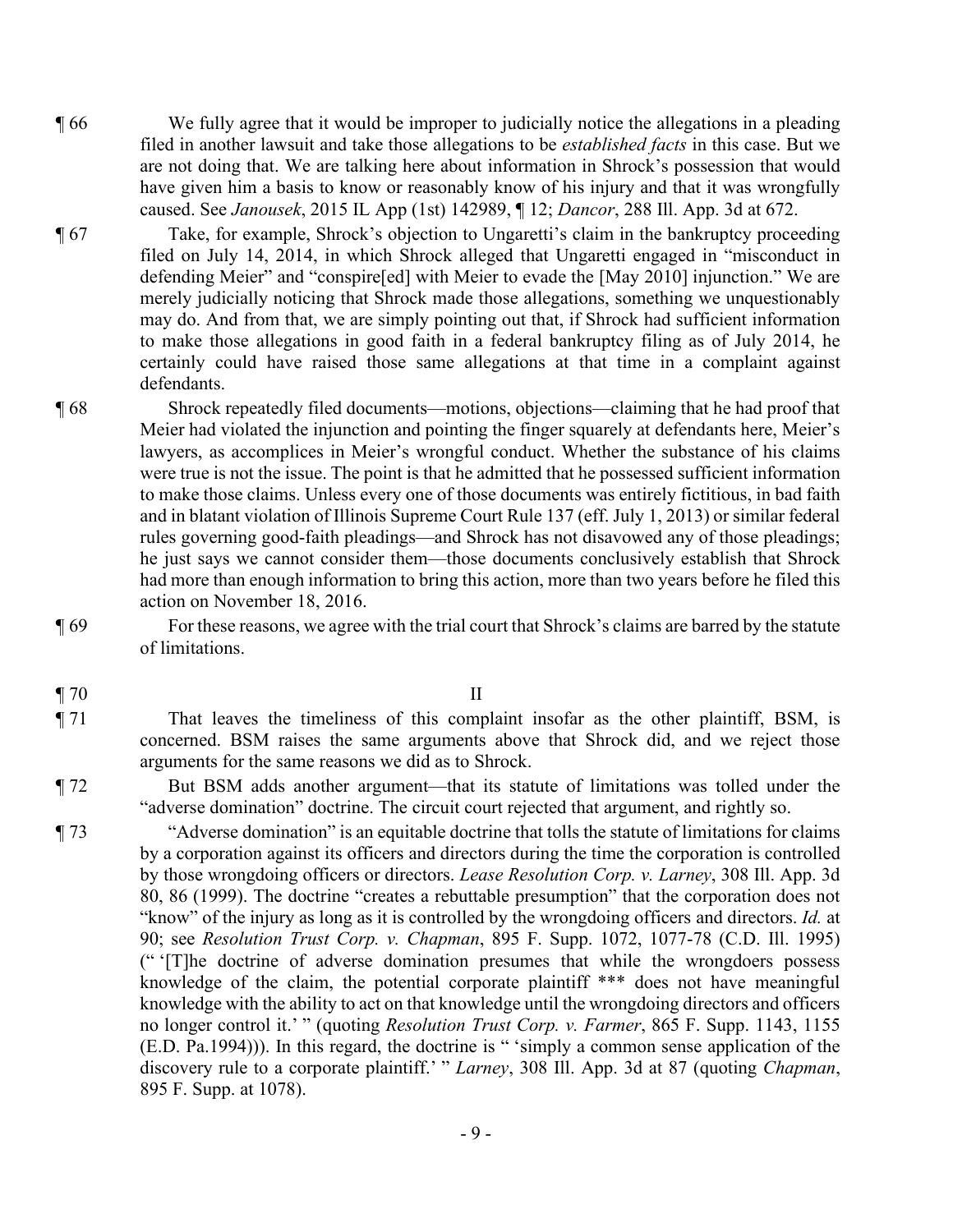¶ 66 We fully agree that it would be improper to judicially notice the allegations in a pleading filed in another lawsuit and take those allegations to be *established facts* in this case. But we are not doing that. We are talking here about information in Shrock's possession that would have given him a basis to know or reasonably know of his injury and that it was wrongfully caused. See *Janousek*, 2015 IL App (1st) 142989, ¶ 12; *Dancor*, 288 Ill. App. 3d at 672.

¶ 67 Take, for example, Shrock's objection to Ungaretti's claim in the bankruptcy proceeding filed on July 14, 2014, in which Shrock alleged that Ungaretti engaged in "misconduct in defending Meier" and "conspire[ed] with Meier to evade the [May 2010] injunction." We are merely judicially noticing that Shrock made those allegations, something we unquestionably may do. And from that, we are simply pointing out that, if Shrock had sufficient information to make those allegations in good faith in a federal bankruptcy filing as of July 2014, he certainly could have raised those same allegations at that time in a complaint against defendants.

¶ 68 Shrock repeatedly filed documents—motions, objections—claiming that he had proof that Meier had violated the injunction and pointing the finger squarely at defendants here, Meier's lawyers, as accomplices in Meier's wrongful conduct. Whether the substance of his claims were true is not the issue. The point is that he admitted that he possessed sufficient information to make those claims. Unless every one of those documents was entirely fictitious, in bad faith and in blatant violation of Illinois Supreme Court Rule 137 (eff. July 1, 2013) or similar federal rules governing good-faith pleadings—and Shrock has not disavowed any of those pleadings; he just says we cannot consider them—those documents conclusively establish that Shrock had more than enough information to bring this action, more than two years before he filed this action on November 18, 2016.

¶ 69 For these reasons, we agree with the trial court that Shrock's claims are barred by the statute of limitations.

¶ 70 II

¶ 71 That leaves the timeliness of this complaint insofar as the other plaintiff, BSM, is concerned. BSM raises the same arguments above that Shrock did, and we reject those arguments for the same reasons we did as to Shrock.

¶ 72 But BSM adds another argument—that its statute of limitations was tolled under the "adverse domination" doctrine. The circuit court rejected that argument, and rightly so.

¶ 73 "Adverse domination" is an equitable doctrine that tolls the statute of limitations for claims by a corporation against its officers and directors during the time the corporation is controlled by those wrongdoing officers or directors. *Lease Resolution Corp. v. Larney*, 308 Ill. App. 3d 80, 86 (1999). The doctrine "creates a rebuttable presumption" that the corporation does not "know" of the injury as long as it is controlled by the wrongdoing officers and directors. *Id.* at 90; see *Resolution Trust Corp. v. Chapman*, 895 F. Supp. 1072, 1077-78 (C.D. Ill. 1995) (" '[T]he doctrine of adverse domination presumes that while the wrongdoers possess knowledge of the claim, the potential corporate plaintiff \*\*\* does not have meaningful knowledge with the ability to act on that knowledge until the wrongdoing directors and officers no longer control it.' " (quoting *Resolution Trust Corp. v. Farmer*, 865 F. Supp. 1143, 1155 (E.D. Pa.1994))). In this regard, the doctrine is " 'simply a common sense application of the discovery rule to a corporate plaintiff.' " *Larney*, 308 Ill. App. 3d at 87 (quoting *Chapman*, 895 F. Supp. at 1078).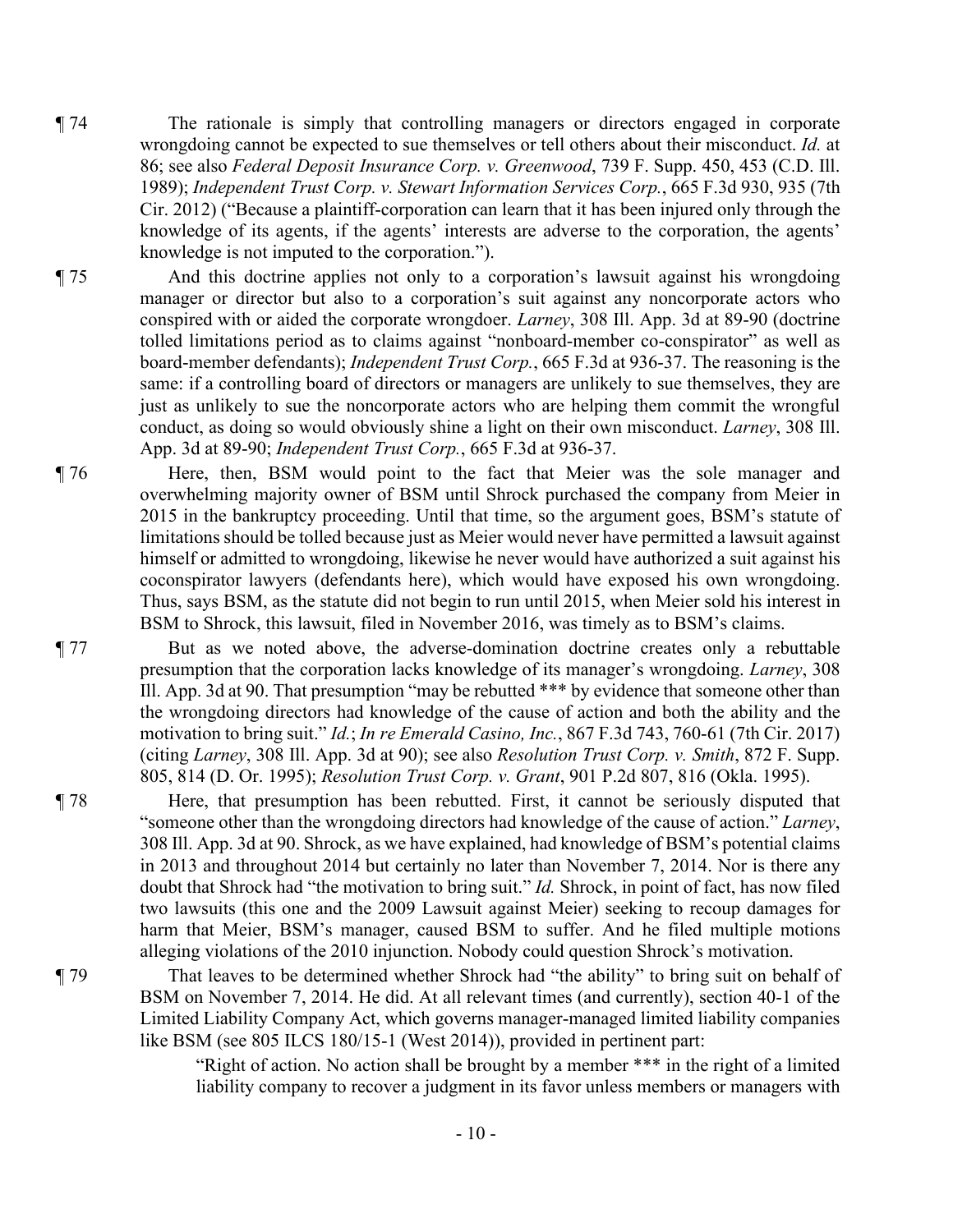¶ 74 The rationale is simply that controlling managers or directors engaged in corporate wrongdoing cannot be expected to sue themselves or tell others about their misconduct. *Id.* at 86; see also *Federal Deposit Insurance Corp. v. Greenwood*, 739 F. Supp. 450, 453 (C.D. Ill. 1989); *Independent Trust Corp. v. Stewart Information Services Corp.*, 665 F.3d 930, 935 (7th Cir. 2012) ("Because a plaintiff-corporation can learn that it has been injured only through the knowledge of its agents, if the agents' interests are adverse to the corporation, the agents' knowledge is not imputed to the corporation.").

¶ 75 And this doctrine applies not only to a corporation's lawsuit against his wrongdoing manager or director but also to a corporation's suit against any noncorporate actors who conspired with or aided the corporate wrongdoer. *Larney*, 308 Ill. App. 3d at 89-90 (doctrine tolled limitations period as to claims against "nonboard-member co-conspirator" as well as board-member defendants); *Independent Trust Corp.*, 665 F.3d at 936-37. The reasoning is the same: if a controlling board of directors or managers are unlikely to sue themselves, they are just as unlikely to sue the noncorporate actors who are helping them commit the wrongful conduct, as doing so would obviously shine a light on their own misconduct. *Larney*, 308 Ill. App. 3d at 89-90; *Independent Trust Corp.*, 665 F.3d at 936-37.

¶ 76 Here, then, BSM would point to the fact that Meier was the sole manager and overwhelming majority owner of BSM until Shrock purchased the company from Meier in 2015 in the bankruptcy proceeding. Until that time, so the argument goes, BSM's statute of limitations should be tolled because just as Meier would never have permitted a lawsuit against himself or admitted to wrongdoing, likewise he never would have authorized a suit against his coconspirator lawyers (defendants here), which would have exposed his own wrongdoing. Thus, says BSM, as the statute did not begin to run until 2015, when Meier sold his interest in BSM to Shrock, this lawsuit, filed in November 2016, was timely as to BSM's claims.

¶ 77 But as we noted above, the adverse-domination doctrine creates only a rebuttable presumption that the corporation lacks knowledge of its manager's wrongdoing. *Larney*, 308 Ill. App. 3d at 90. That presumption "may be rebutted *** by evidence that someone other than the wrongdoing directors had knowledge of the cause of action and both the ability and the motivation to bring suit." *Id.*; *In re Emerald Casino, Inc.*, 867 F.3d 743, 760-61 (7th Cir. 2017) (citing *Larney*, 308 Ill. App. 3d at 90); see also *Resolution Trust Corp. v. Smith*, 872 F. Supp. 805, 814 (D. Or. 1995); *Resolution Trust Corp. v. Grant*, 901 P.2d 807, 816 (Okla. 1995).

¶ 78 Here, that presumption has been rebutted. First, it cannot be seriously disputed that "someone other than the wrongdoing directors had knowledge of the cause of action." *Larney*, 308 Ill. App. 3d at 90. Shrock, as we have explained, had knowledge of BSM's potential claims in 2013 and throughout 2014 but certainly no later than November 7, 2014. Nor is there any doubt that Shrock had "the motivation to bring suit." *Id.* Shrock, in point of fact, has now filed two lawsuits (this one and the 2009 Lawsuit against Meier) seeking to recoup damages for harm that Meier, BSM's manager, caused BSM to suffer. And he filed multiple motions alleging violations of the 2010 injunction. Nobody could question Shrock's motivation.

¶ 79 That leaves to be determined whether Shrock had "the ability" to bring suit on behalf of BSM on November 7, 2014. He did. At all relevant times (and currently), section 40-1 of the Limited Liability Company Act, which governs manager-managed limited liability companies like BSM (see 805 ILCS 180/15-1 (West 2014)), provided in pertinent part:

> "Right of action. No action shall be brought by a member *** in the right of a limited liability company to recover a judgment in its favor unless members or managers with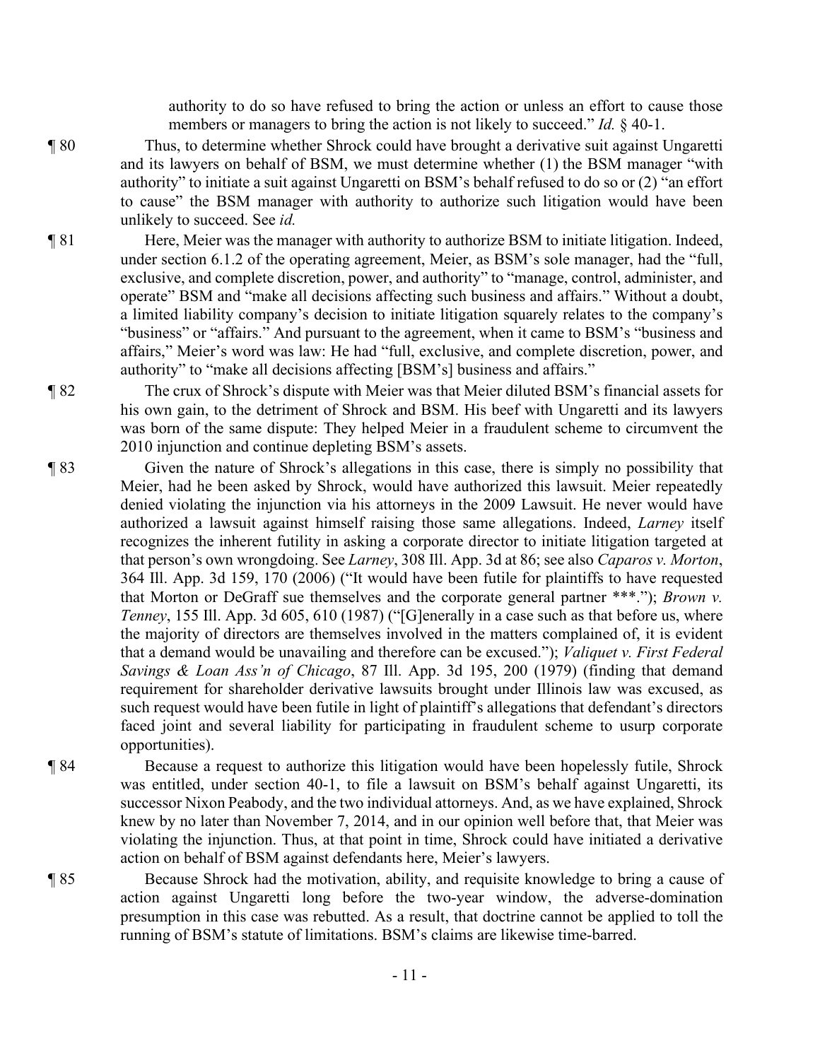authority to do so have refused to bring the action or unless an effort to cause those members or managers to bring the action is not likely to succeed." *Id.* § 40-1.

¶ 80 Thus, to determine whether Shrock could have brought a derivative suit against Ungaretti and its lawyers on behalf of BSM, we must determine whether (1) the BSM manager "with authority" to initiate a suit against Ungaretti on BSM's behalf refused to do so or (2) "an effort to cause" the BSM manager with authority to authorize such litigation would have been unlikely to succeed. See *id.*

¶ 81 Here, Meier was the manager with authority to authorize BSM to initiate litigation. Indeed, under section 6.1.2 of the operating agreement, Meier, as BSM's sole manager, had the "full, exclusive, and complete discretion, power, and authority" to "manage, control, administer, and operate" BSM and "make all decisions affecting such business and affairs." Without a doubt, a limited liability company's decision to initiate litigation squarely relates to the company's "business" or "affairs." And pursuant to the agreement, when it came to BSM's "business and affairs," Meier's word was law: He had "full, exclusive, and complete discretion, power, and authority" to "make all decisions affecting [BSM's] business and affairs."

¶ 82 The crux of Shrock's dispute with Meier was that Meier diluted BSM's financial assets for his own gain, to the detriment of Shrock and BSM. His beef with Ungaretti and its lawyers was born of the same dispute: They helped Meier in a fraudulent scheme to circumvent the 2010 injunction and continue depleting BSM's assets.

¶ 83 Given the nature of Shrock's allegations in this case, there is simply no possibility that Meier, had he been asked by Shrock, would have authorized this lawsuit. Meier repeatedly denied violating the injunction via his attorneys in the 2009 Lawsuit. He never would have authorized a lawsuit against himself raising those same allegations. Indeed, *Larney* itself recognizes the inherent futility in asking a corporate director to initiate litigation targeted at that person's own wrongdoing. See *Larney*, 308 Ill. App. 3d at 86; see also *Caparos v. Morton*, 364 Ill. App. 3d 159, 170 (2006) ("It would have been futile for plaintiffs to have requested that Morton or DeGraff sue themselves and the corporate general partner \*\*\*."); *Brown v. Tenney*, 155 Ill. App. 3d 605, 610 (1987) ("[G]enerally in a case such as that before us, where the majority of directors are themselves involved in the matters complained of, it is evident that a demand would be unavailing and therefore can be excused."); *Valiquet v. First Federal Savings & Loan Ass'n of Chicago*, 87 Ill. App. 3d 195, 200 (1979) (finding that demand requirement for shareholder derivative lawsuits brought under Illinois law was excused, as such request would have been futile in light of plaintiff's allegations that defendant's directors faced joint and several liability for participating in fraudulent scheme to usurp corporate opportunities).

¶ 84 Because a request to authorize this litigation would have been hopelessly futile, Shrock was entitled, under section 40-1, to file a lawsuit on BSM's behalf against Ungaretti, its successor Nixon Peabody, and the two individual attorneys. And, as we have explained, Shrock knew by no later than November 7, 2014, and in our opinion well before that, that Meier was violating the injunction. Thus, at that point in time, Shrock could have initiated a derivative action on behalf of BSM against defendants here, Meier's lawyers.

¶ 85 Because Shrock had the motivation, ability, and requisite knowledge to bring a cause of action against Ungaretti long before the two-year window, the adverse-domination presumption in this case was rebutted. As a result, that doctrine cannot be applied to toll the running of BSM's statute of limitations. BSM's claims are likewise time-barred.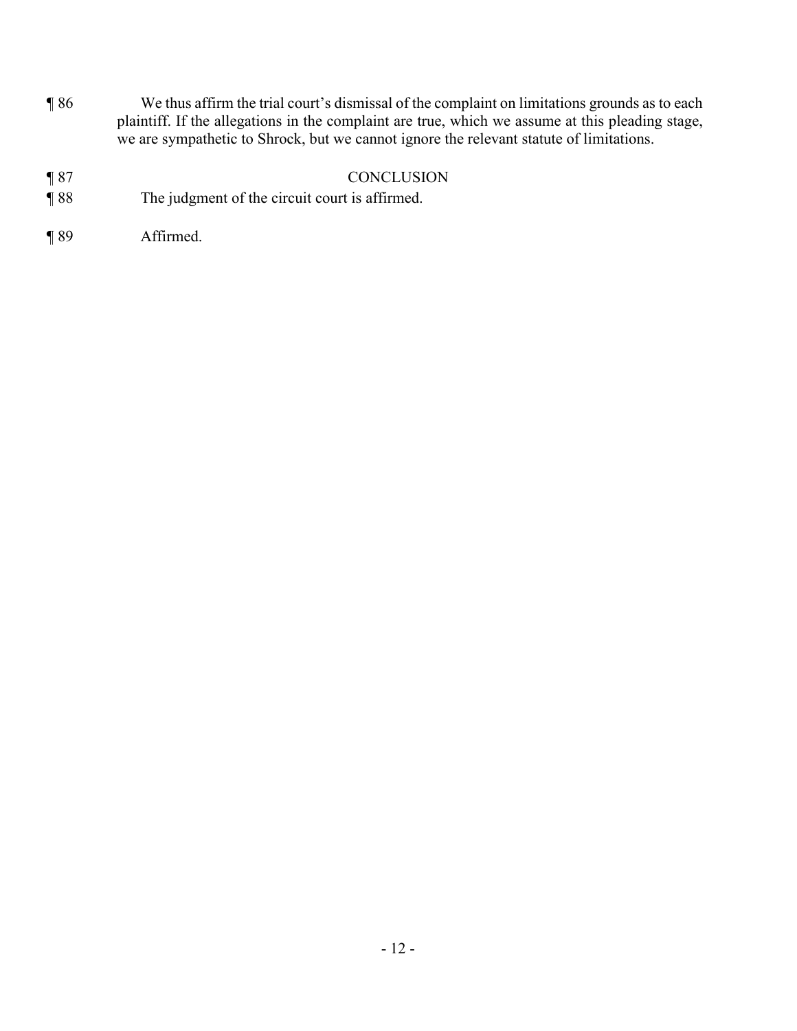¶ 86 We thus affirm the trial court's dismissal of the complaint on limitations grounds as to each plaintiff. If the allegations in the complaint are true, which we assume at this pleading stage, we are sympathetic to Shrock, but we cannot ignore the relevant statute of limitations.

¶ 87 CONCLUSION

¶ 88 The judgment of the circuit court is affirmed.

¶ 89 Affirmed.